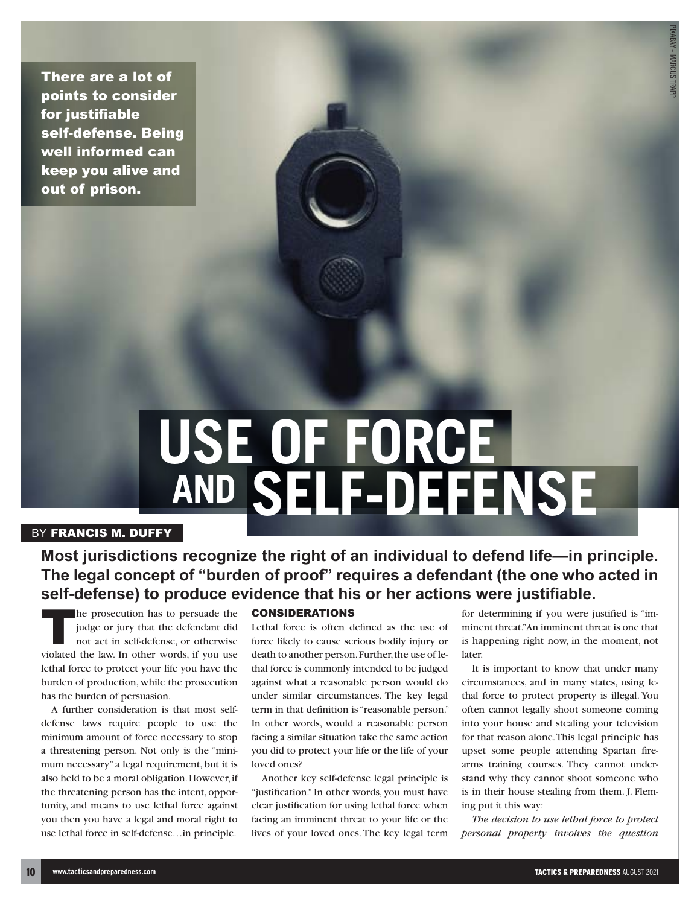There are a lot of points to consider for justifiable self-defense. Being well informed can keep you alive and out of prison.

PIXABAY – MARCUS TRAPP

# USE OF FORCE AND SELF-DEFENSE

BY **FRANCIS M. DUFFY**

**Most jurisdictions recognize the right of an individual to defend life—in principle. The legal concept of "burden of proof" requires a defendant (the one who acted in self-defense) to produce evidence that his or her actions were justifiable.**

The prosecution has to persuade the judge or jury that the defendant did not act in self-defense, or otherwise violated the law. In other words, if you use lethal force to protect your life you have the burden of production, while the prosecution has the burden of persuasion.

A further consideration is that most self-defense laws require people to use the minimum amount of force necessary to stop a threatening person. Not only is the "minimum necessary" a legal requirement, but it is also held to be a moral obligation. However, if the threatening person has the intent, opportunity, and means to use lethal force against you then you have a legal and moral right to use lethal force in self-defense…in principle.

## CONSIDERATIONS

Lethal force is often defined as the use of force likely to cause serious bodily injury or death to another person. Further, the use of lethal force is commonly intended to be judged against what a reasonable person would do under similar circumstances. The key legal term in that definition is "reasonable person." In other words, would a reasonable person facing a similar situation take the same action you did to protect your life or the life of your loved ones?

Another key self-defense legal principle is "justification." In other words, you must have clear justification for using lethal force when facing an imminent threat to your life or the lives of your loved ones. The key legal term for determining if you were justified is "imminent threat." An imminent threat is one that is happening right now, in the moment, not later.

It is important to know that under many circumstances, and in many states, using lethal force to protect property is illegal. You often cannot legally shoot someone coming into your house and stealing your television for that reason alone. This legal principle has upset some people attending Spartan firearms training courses. They cannot understand why they cannot shoot someone who is in their house stealing from them. J. Fleming put it this way:

*The decision to use lethal force to protect personal property involves the question*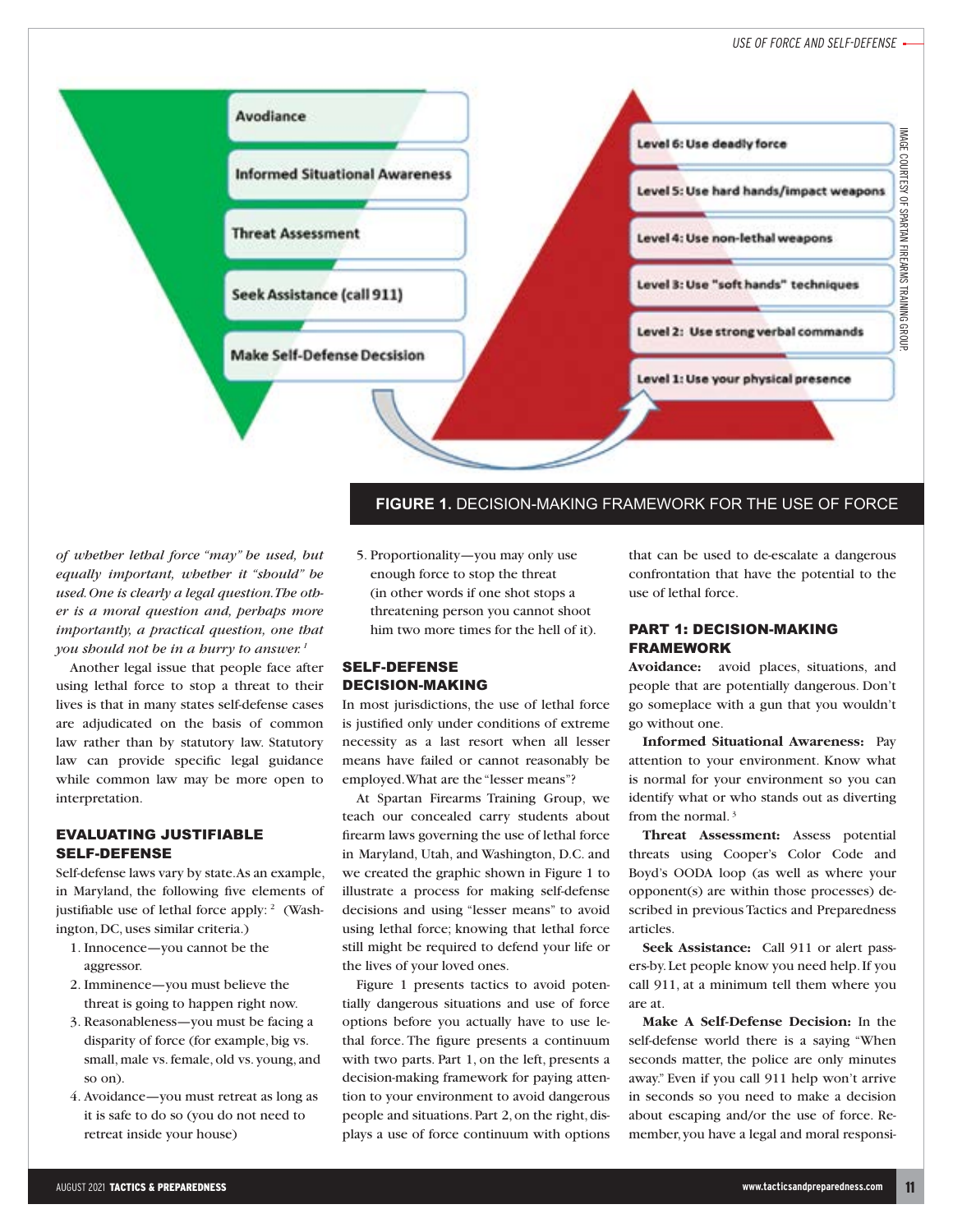Avodiance

Informed Situational Awareness

Threat Assessment

Seek Assistance (call 911)

Make Self-Defense Decsision

Level 6: Use deadly force

Level 5: Use hard hands/impact weapons

Level 4: Use non-lethal weapons

Level 3: Use "soft hands" techniques

Level 2: Use strong verbal commands

Level 1: Use your physical presence

IMAGE COURTESY OF SPARTAN FIREARMS TRAINING GROUP.

**FIGURE 1.** DECISION-MAKING FRAMEWORK FOR THE USE OF FORCE

*of whether lethal force "may" be used, but equally important, whether it "should" be used. One is clearly a legal question. The other is a moral question and, perhaps more importantly, a practical question, one that you should not be in a hurry to answer.*[1]

Another legal issue that people face after using lethal force to stop a threat to their lives is that in many states self-defense cases are adjudicated on the basis of common law rather than by statutory law. Statutory law can provide specific legal guidance while common law may be more open to interpretation.

## EVALUATING JUSTIFIABLE SELF-DEFENSE

Self-defense laws vary by state. As an example, in Maryland, the following five elements of justifiable use of lethal force apply:[2] (Washington, DC, uses similar criteria.)

1. Innocence—you cannot be the aggressor.
2. Imminence—you must believe the threat is going to happen right now.
3. Reasonableness—you must be facing a disparity of force (for example, big vs. small, male vs. female, old vs. young, and so on).
4. Avoidance—you must retreat as long as it is safe to do so (you do not need to retreat inside your house)
5. Proportionality—you may only use enough force to stop the threat (in other words if one shot stops a threatening person you cannot shoot him two more times for the hell of it).

## SELF-DEFENSE DECISION-MAKING

In most jurisdictions, the use of lethal force is justified only under conditions of extreme necessity as a last resort when all lesser means have failed or cannot reasonably be employed. What are the "lesser means"?

At Spartan Firearms Training Group, we teach our concealed carry students about firearm laws governing the use of lethal force in Maryland, Utah, and Washington, D.C. and we created the graphic shown in Figure 1 to illustrate a process for making self-defense decisions and using "lesser means" to avoid using lethal force; knowing that lethal force still might be required to defend your life or the lives of your loved ones.

Figure 1 presents tactics to avoid potentially dangerous situations and use of force options before you actually have to use lethal force. The figure presents a continuum with two parts. Part 1, on the left, presents a decision-making framework for paying attention to your environment to avoid dangerous people and situations. Part 2, on the right, displays a use of force continuum with options that can be used to de-escalate a dangerous confrontation that have the potential to the use of lethal force.

## PART 1: DECISION-MAKING FRAMEWORK

**Avoidance:** avoid places, situations, and people that are potentially dangerous. Don't go someplace with a gun that you wouldn't go without one.

**Informed Situational Awareness:** Pay attention to your environment. Know what is normal for your environment so you can identify what or who stands out as diverting from the normal.[3]

**Threat Assessment:** Assess potential threats using Cooper's Color Code and Boyd's OODA loop (as well as where your opponent(s) are within those processes) described in previous Tactics and Preparedness articles.

**Seek Assistance:** Call 911 or alert passers-by. Let people know you need help. If you call 911, at a minimum tell them where you are at.

**Make A Self-Defense Decision:** In the self-defense world there is a saying "When seconds matter, the police are only minutes away." Even if you call 911 help won't arrive in seconds so you need to make a decision about escaping and/or the use of force. Remember, you have a legal and moral responsi-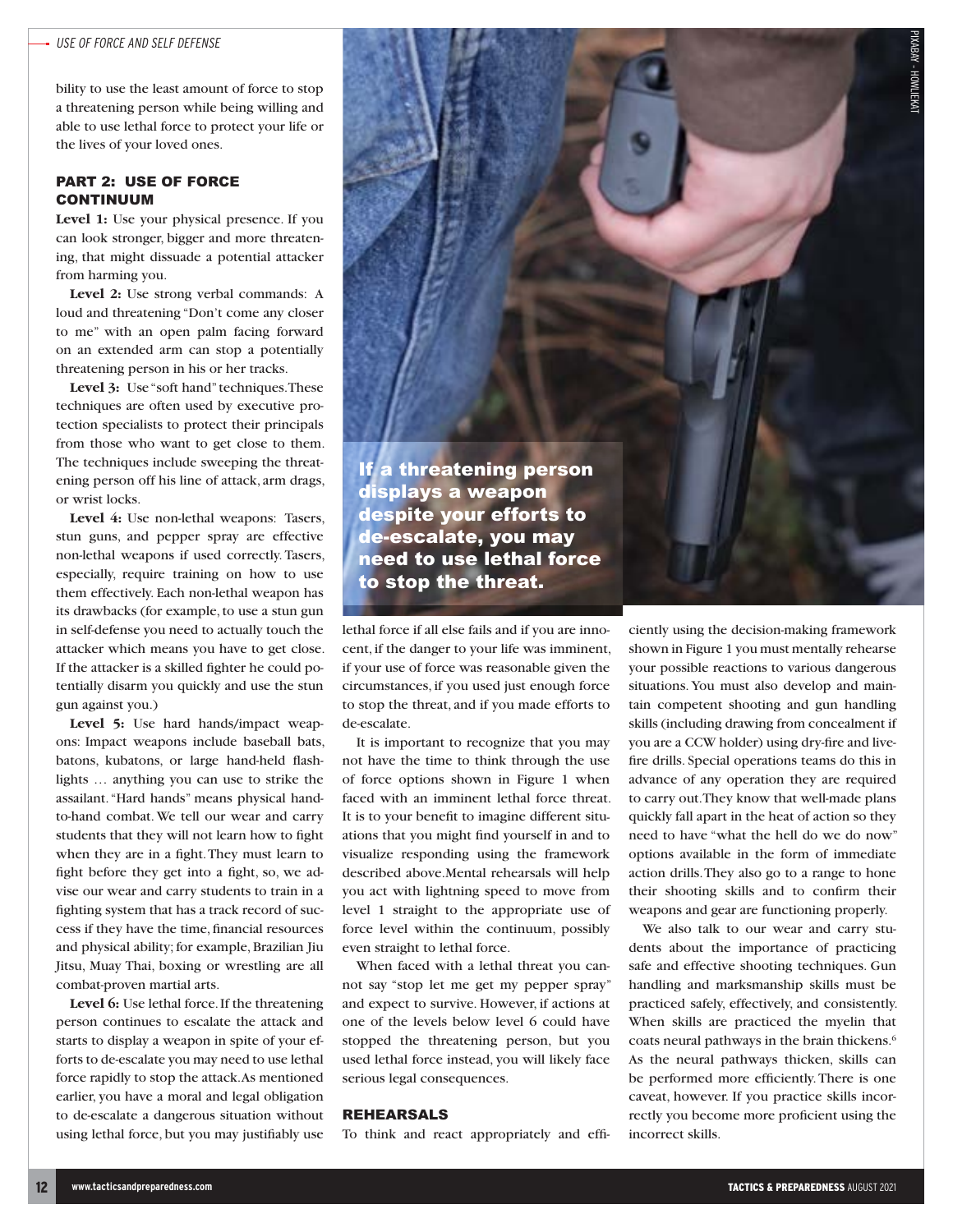bility to use the least amount of force to stop a threatening person while being willing and able to use lethal force to protect your life or the lives of your loved ones.

## PART 2: USE OF FORCE CONTINUUM

**Level 1:** Use your physical presence. If you can look stronger, bigger and more threatening, that might dissuade a potential attacker from harming you.

**Level 2:** Use strong verbal commands: A loud and threatening "Don't come any closer to me" with an open palm facing forward on an extended arm can stop a potentially threatening person in his or her tracks.

**Level 3:** Use "soft hand" techniques. These techniques are often used by executive protection specialists to protect their principals from those who want to get close to them. The techniques include sweeping the threatening person off his line of attack, arm drags, or wrist locks.

**Level 4:** Use non-lethal weapons: Tasers, stun guns, and pepper spray are effective non-lethal weapons if used correctly. Tasers, especially, require training on how to use them effectively. Each non-lethal weapon has its drawbacks (for example, to use a stun gun in self-defense you need to actually touch the attacker which means you have to get close. If the attacker is a skilled fighter he could potentially disarm you quickly and use the stun gun against you.)

**Level 5:** Use hard hands/impact weapons: Impact weapons include baseball bats, batons, kubatons, or large hand-held flashlights … anything you can use to strike the assailant. "Hard hands" means physical hand-to-hand combat. We tell our wear and carry students that they will not learn how to fight when they are in a fight. They must learn to fight before they get into a fight, so, we advise our wear and carry students to train in a fighting system that has a track record of success if they have the time, financial resources and physical ability; for example, Brazilian Jiu Jitsu, Muay Thai, boxing or wrestling are all combat-proven martial arts.

**Level 6:** Use lethal force. If the threatening person continues to escalate the attack and starts to display a weapon in spite of your efforts to de-escalate you may need to use lethal force rapidly to stop the attack. As mentioned earlier, you have a moral and legal obligation to de-escalate a dangerous situation without using lethal force, but you may justifiably use lethal force if all else fails and if you are innocent, if the danger to your life was imminent, if your use of force was reasonable given the circumstances, if you used just enough force to stop the threat, and if you made efforts to de-escalate.

**If a threatening person displays a weapon despite your efforts to de-escalate, you may need to use lethal force to stop the threat.**

It is important to recognize that you may not have the time to think through the use of force options shown in Figure 1 when faced with an imminent lethal force threat. It is to your benefit to imagine different situations that you might find yourself in and to visualize responding using the framework described above. Mental rehearsals will help you act with lightning speed to move from level 1 straight to the appropriate use of force level within the continuum, possibly even straight to lethal force.

When faced with a lethal threat you cannot say "stop let me get my pepper spray" and expect to survive. However, if actions at one of the levels below level 6 could have stopped the threatening person, but you used lethal force instead, you will likely face serious legal consequences.

## REHEARSALS

To think and react appropriately and efficiently using the decision-making framework shown in Figure 1 you must mentally rehearse your possible reactions to various dangerous situations. You must also develop and maintain competent shooting and gun handling skills (including drawing from concealment if you are a CCW holder) using dry-fire and live-fire drills. Special operations teams do this in advance of any operation they are required to carry out. They know that well-made plans quickly fall apart in the heat of action so they need to have "what the hell do we do now" options available in the form of immediate action drills. They also go to a range to hone their shooting skills and to confirm their weapons and gear are functioning properly.

We also talk to our wear and carry students about the importance of practicing safe and effective shooting techniques. Gun handling and marksmanship skills must be practiced safely, effectively, and consistently. When skills are practiced the myelin that coats neural pathways in the brain thickens.[6] As the neural pathways thicken, skills can be performed more efficiently. There is one caveat, however. If you practice skills incorrectly you become more proficient using the incorrect skills.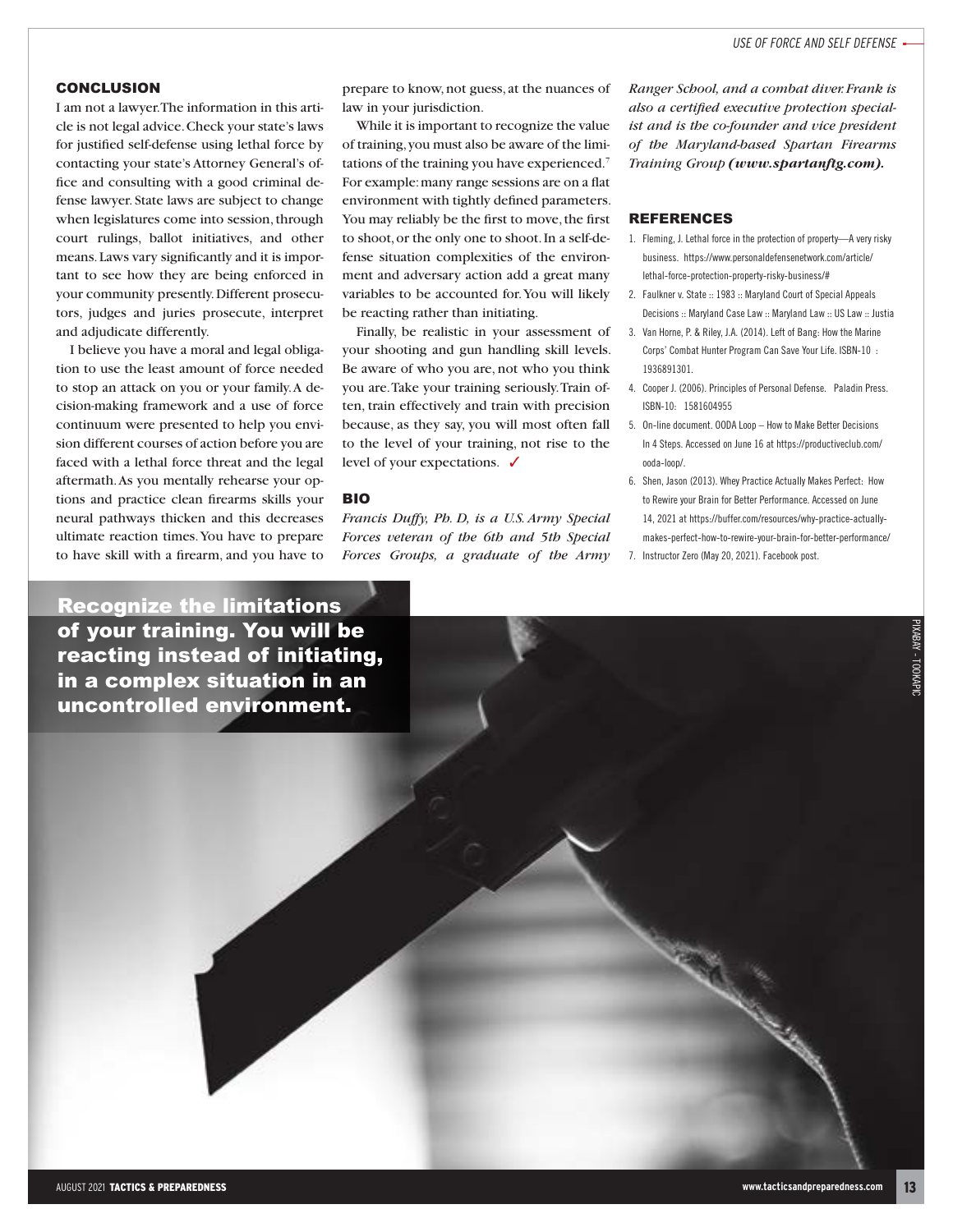## CONCLUSION

I am not a lawyer. The information in this article is not legal advice. Check your state's laws for justified self-defense using lethal force by contacting your state's Attorney General's office and consulting with a good criminal defense lawyer. State laws are subject to change when legislatures come into session, through court rulings, ballot initiatives, and other means. Laws vary significantly and it is important to see how they are being enforced in your community presently. Different prosecutors, judges and juries prosecute, interpret and adjudicate differently.

I believe you have a moral and legal obligation to use the least amount of force needed to stop an attack on you or your family. A decision-making framework and a use of force continuum were presented to help you envision different courses of action before you are faced with a lethal force threat and the legal aftermath. As you mentally rehearse your options and practice clean firearms skills your neural pathways thicken and this decreases ultimate reaction times. You have to prepare to have skill with a firearm, and you have to prepare to know, not guess, at the nuances of law in your jurisdiction.

While it is important to recognize the value of training, you must also be aware of the limitations of the training you have experienced.[7] For example: many range sessions are on a flat environment with tightly defined parameters. You may reliably be the first to move, the first to shoot, or the only one to shoot. In a self-defense situation complexities of the environment and adversary action add a great many variables to be accounted for. You will likely be reacting rather than initiating.

Finally, be realistic in your assessment of your shooting and gun handling skill levels. Be aware of who you are, not who you think you are. Take your training seriously. Train often, train effectively and train with precision because, as they say, you will most often fall to the level of your training, not rise to the level of your expectations. ✓

## BIO

*Francis Duffy, Ph. D, is a U.S. Army Special Forces veteran of the 6th and 5th Special Forces Groups, a graduate of the Army Ranger School, and a combat diver. Frank is also a certified executive protection specialist and is the co-founder and vice president of the Maryland-based Spartan Firearms Training Group* ***(www.spartanftg.com).***

## REFERENCES

1. Fleming, J. Lethal force in the protection of property—A very risky business. https://www.personaldefensenetwork.com/article/lethal-force-protection-property-risky-business/#
2. Faulkner v. State :: 1983 :: Maryland Court of Special Appeals Decisions :: Maryland Case Law :: Maryland Law :: US Law :: Justia
3. Van Horne, P. & Riley, J.A. (2014). Left of Bang: How the Marine Corps' Combat Hunter Program Can Save Your Life. ISBN-10 : 1936891301.
4. Cooper J. (2006). Principles of Personal Defense. Paladin Press. ISBN-10: 1581604955
5. On-line document. OODA Loop – How to Make Better Decisions In 4 Steps. Accessed on June 16 at https://productiveclub.com/ooda-loop/.
6. Shen, Jason (2013). Whey Practice Actually Makes Perfect: How to Rewire your Brain for Better Performance. Accessed on June 14, 2021 at https://buffer.com/resources/why-practice-actually-makes-perfect-how-to-rewire-your-brain-for-better-performance/
7. Instructor Zero (May 20, 2021). Facebook post.

**Recognize the limitations of your training. You will be reacting instead of initiating, in a complex situation in an uncontrolled environment.**

PIXABAY - TOOKAPIC